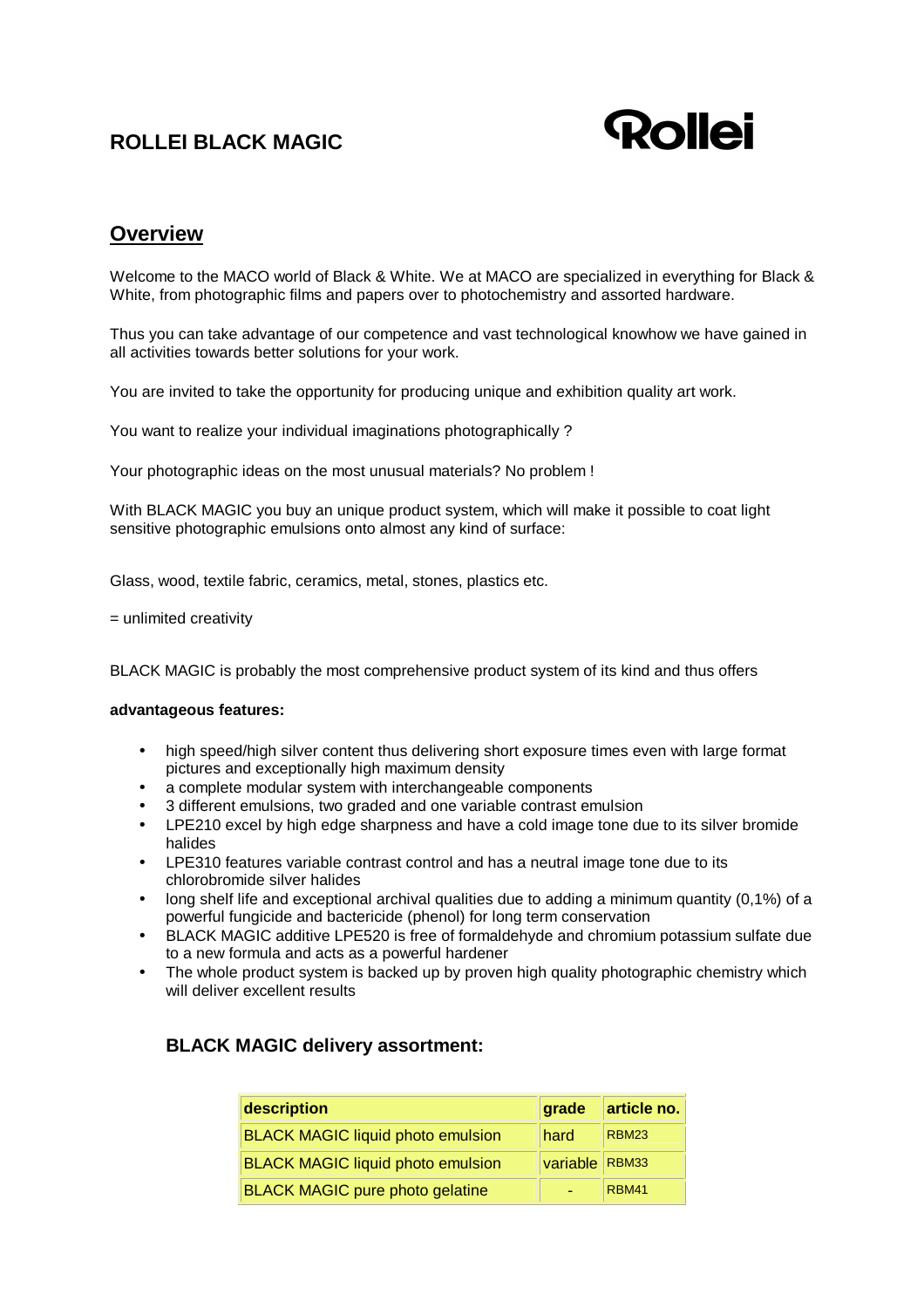# ROLLEI BLACK MAGIC

Rollei

## Overview

Welcome to the MACO world of Black & White. We at MACO are specialized in everything for Black & White, from photographic films and papers over to photochemistry and assorted hardware.

Thus you can take advantage of our competence and vast technological knowhow we have gained in all activities towards better solutions for your work.

You are invited to take the opportunity for producing unique and exhibition quality art work.

You want to realize your individual imaginations photographically ?

Your photographic ideas on the most unusual materials? No problem !

With BLACK MAGIC you buy an unique product system, which will make it possible to coat light sensitive photographic emulsions onto almost any kind of surface:

Glass, wood, textile fabric, ceramics, metal, stones, plastics etc.

= unlimited creativity

BLACK MAGIC is probably the most comprehensive product system of its kind and thus offers

**advantageous features:**

- high speed/high silver content thus delivering short exposure times even with large format pictures and exceptionally high maximum density
- a complete modular system with interchangeable components
- 3 different emulsions, two graded and one variable contrast emulsion
- LPE210 excel by high edge sharpness and have a cold image tone due to its silver bromide halides
- LPE310 features variable contrast control and has a neutral image tone due to its chlorobromide silver halides
- long shelf life and exceptional archival qualities due to adding a minimum quantity (0,1%) of a powerful fungicide and bactericide (phenol) for long term conservation
- BLACK MAGIC additive LPE520 is free of formaldehyde and chromium potassium sulfate due to a new formula and acts as a powerful hardener
- The whole product system is backed up by proven high quality photographic chemistry which will deliver excellent results

### BLACK MAGIC delivery assortment:

| description | grade | article no. |
|---|---|---|
| BLACK MAGIC liquid photo emulsion | hard | RBM23 |
| BLACK MAGIC liquid photo emulsion | variable | RBM33 |
| BLACK MAGIC pure photo gelatine | - | RBM41 |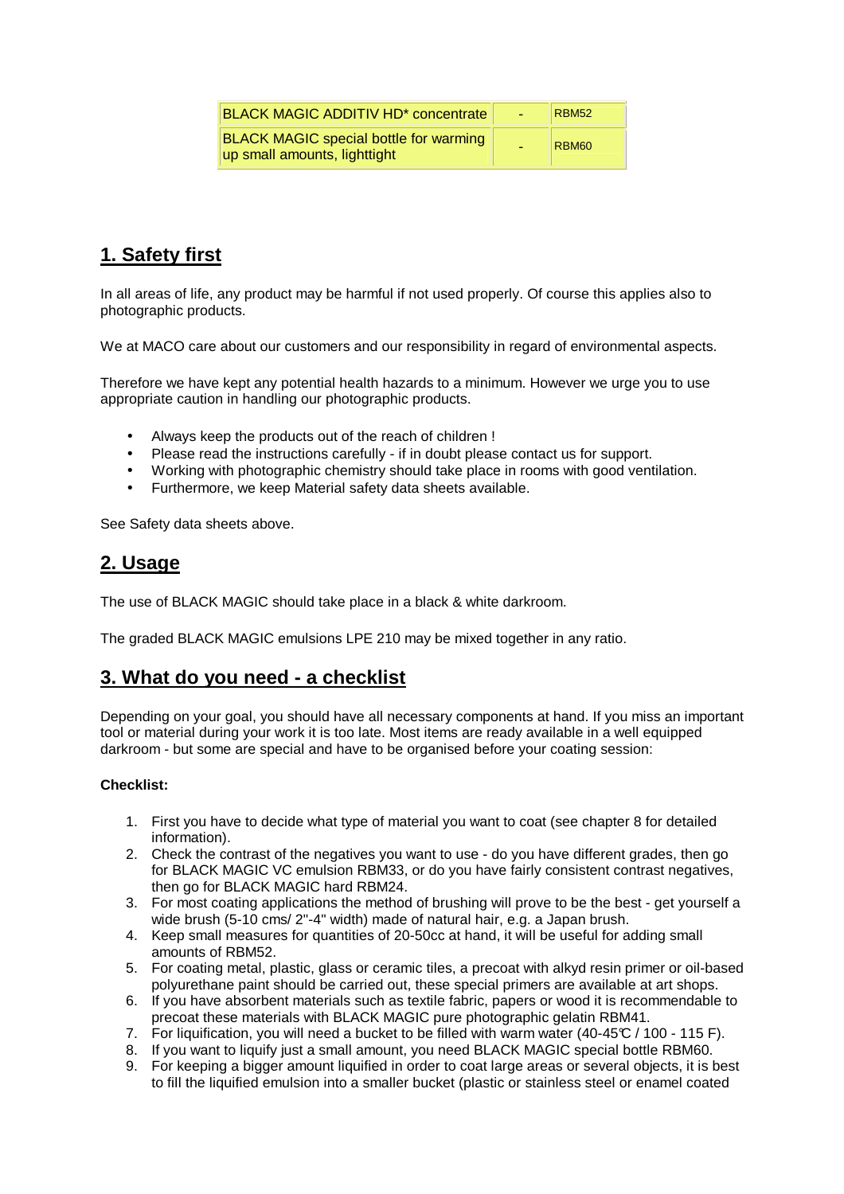| | | |
|---|---|---|
| BLACK MAGIC ADDITIV HD* concentrate | - | RBM52 |
| BLACK MAGIC special bottle for warming up small amounts, lighttight | - | RBM60 |

## 1. Safety first

In all areas of life, any product may be harmful if not used properly. Of course this applies also to photographic products.

We at MACO care about our customers and our responsibility in regard of environmental aspects.

Therefore we have kept any potential health hazards to a minimum. However we urge you to use appropriate caution in handling our photographic products.

- Always keep the products out of the reach of children !
- Please read the instructions carefully - if in doubt please contact us for support.
- Working with photographic chemistry should take place in rooms with good ventilation.
- Furthermore, we keep Material safety data sheets available.

See Safety data sheets above.

## 2. Usage

The use of BLACK MAGIC should take place in a black & white darkroom.

The graded BLACK MAGIC emulsions LPE 210 may be mixed together in any ratio.

## 3. What do you need - a checklist

Depending on your goal, you should have all necessary components at hand. If you miss an important tool or material during your work it is too late. Most items are ready available in a well equipped darkroom - but some are special and have to be organised before your coating session:

**Checklist:**

1. First you have to decide what type of material you want to coat (see chapter 8 for detailed information).
2. Check the contrast of the negatives you want to use - do you have different grades, then go for BLACK MAGIC VC emulsion RBM33, or do you have fairly consistent contrast negatives, then go for BLACK MAGIC hard RBM24.
3. For most coating applications the method of brushing will prove to be the best - get yourself a wide brush (5-10 cms/ 2"-4" width) made of natural hair, e.g. a Japan brush.
4. Keep small measures for quantities of 20-50cc at hand, it will be useful for adding small amounts of RBM52.
5. For coating metal, plastic, glass or ceramic tiles, a precoat with alkyd resin primer or oil-based polyurethane paint should be carried out, these special primers are available at art shops.
6. If you have absorbent materials such as textile fabric, papers or wood it is recommendable to precoat these materials with BLACK MAGIC pure photographic gelatin RBM41.
7. For liquification, you will need a bucket to be filled with warm water (40-45℃ / 100 - 115 F).
8. If you want to liquify just a small amount, you need BLACK MAGIC special bottle RBM60.
9. For keeping a bigger amount liquified in order to coat large areas or several objects, it is best to fill the liquified emulsion into a smaller bucket (plastic or stainless steel or enamel coated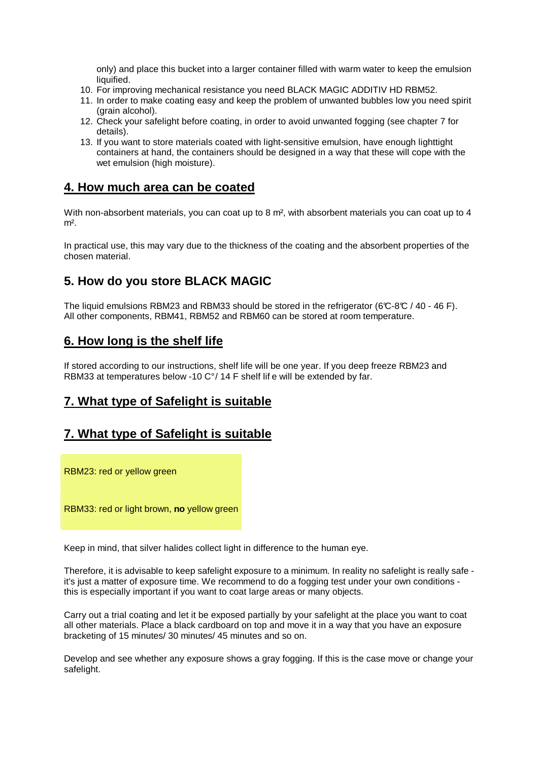only) and place this bucket into a larger container filled with warm water to keep the emulsion liquified.

10. For improving mechanical resistance you need BLACK MAGIC ADDITIV HD RBM52.
11. In order to make coating easy and keep the problem of unwanted bubbles low you need spirit (grain alcohol).
12. Check your safelight before coating, in order to avoid unwanted fogging (see chapter 7 for details).
13. If you want to store materials coated with light-sensitive emulsion, have enough lighttight containers at hand, the containers should be designed in a way that these will cope with the wet emulsion (high moisture).

## 4. How much area can be coated

With non-absorbent materials, you can coat up to 8 m², with absorbent materials you can coat up to 4 m².

In practical use, this may vary due to the thickness of the coating and the absorbent properties of the chosen material.

## 5. How do you store BLACK MAGIC

The liquid emulsions RBM23 and RBM33 should be stored in the refrigerator (6℃-8℃ / 40 - 46 F). All other components, RBM41, RBM52 and RBM60 can be stored at room temperature.

## 6. How long is the shelf life

If stored according to our instructions, shelf life will be one year. If you deep freeze RBM23 and RBM33 at temperatures below -10 C°/ 14 F shelf lif e will be extended by far.

## 7. What type of Safelight is suitable

## 7. What type of Safelight is suitable

RBM23: red or yellow green

RBM33: red or light brown, **no** yellow green

Keep in mind, that silver halides collect light in difference to the human eye.

Therefore, it is advisable to keep safelight exposure to a minimum. In reality no safelight is really safe - it's just a matter of exposure time. We recommend to do a fogging test under your own conditions - this is especially important if you want to coat large areas or many objects.

Carry out a trial coating and let it be exposed partially by your safelight at the place you want to coat all other materials. Place a black cardboard on top and move it in a way that you have an exposure bracketing of 15 minutes/ 30 minutes/ 45 minutes and so on.

Develop and see whether any exposure shows a gray fogging. If this is the case move or change your safelight.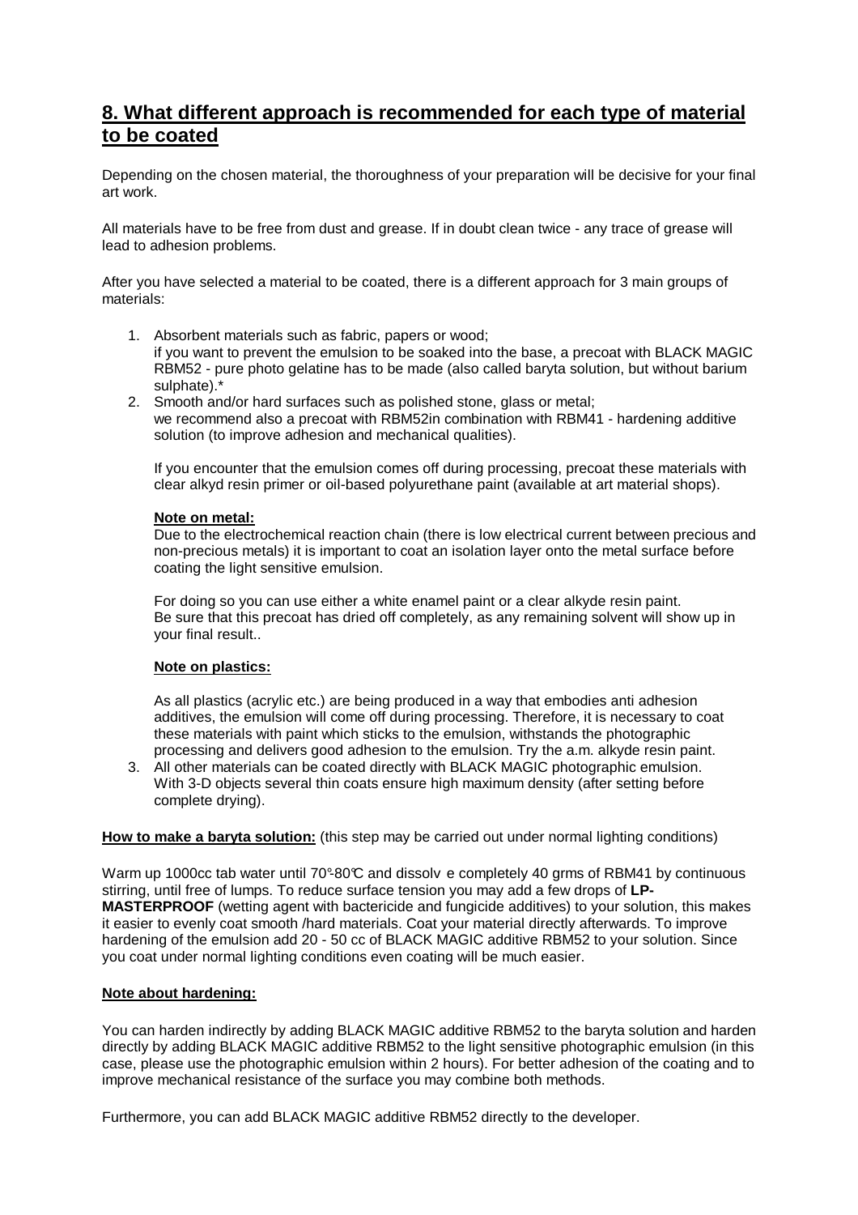## 8. What different approach is recommended for each type of material to be coated

Depending on the chosen material, the thoroughness of your preparation will be decisive for your final art work.

All materials have to be free from dust and grease. If in doubt clean twice - any trace of grease will lead to adhesion problems.

After you have selected a material to be coated, there is a different approach for 3 main groups of materials:

1. Absorbent materials such as fabric, papers or wood;
   if you want to prevent the emulsion to be soaked into the base, a precoat with BLACK MAGIC RBM52 - pure photo gelatine has to be made (also called baryta solution, but without barium sulphate).*
2. Smooth and/or hard surfaces such as polished stone, glass or metal;
   we recommend also a precoat with RBM52in combination with RBM41 - hardening additive solution (to improve adhesion and mechanical qualities).

   If you encounter that the emulsion comes off during processing, precoat these materials with clear alkyd resin primer or oil-based polyurethane paint (available at art material shops).

   **Note on metal:**
   Due to the electrochemical reaction chain (there is low electrical current between precious and non-precious metals) it is important to coat an isolation layer onto the metal surface before coating the light sensitive emulsion.

   For doing so you can use either a white enamel paint or a clear alkyde resin paint.
   Be sure that this precoat has dried off completely, as any remaining solvent will show up in your final result..

   **Note on plastics:**

   As all plastics (acrylic etc.) are being produced in a way that embodies anti adhesion additives, the emulsion will come off during processing. Therefore, it is necessary to coat these materials with paint which sticks to the emulsion, withstands the photographic processing and delivers good adhesion to the emulsion. Try the a.m. alkyde resin paint.
3. All other materials can be coated directly with BLACK MAGIC photographic emulsion. With 3-D objects several thin coats ensure high maximum density (after setting before complete drying).

**How to make a baryta solution:** (this step may be carried out under normal lighting conditions)

Warm up 1000cc tab water until 70°-80°C and dissolv e completely 40 grms of RBM41 by continuous stirring, until free of lumps. To reduce surface tension you may add a few drops of **LP-MASTERPROOF** (wetting agent with bactericide and fungicide additives) to your solution, this makes it easier to evenly coat smooth /hard materials. Coat your material directly afterwards. To improve hardening of the emulsion add 20 - 50 cc of BLACK MAGIC additive RBM52 to your solution. Since you coat under normal lighting conditions even coating will be much easier.

**Note about hardening:**

You can harden indirectly by adding BLACK MAGIC additive RBM52 to the baryta solution and harden directly by adding BLACK MAGIC additive RBM52 to the light sensitive photographic emulsion (in this case, please use the photographic emulsion within 2 hours). For better adhesion of the coating and to improve mechanical resistance of the surface you may combine both methods.

Furthermore, you can add BLACK MAGIC additive RBM52 directly to the developer.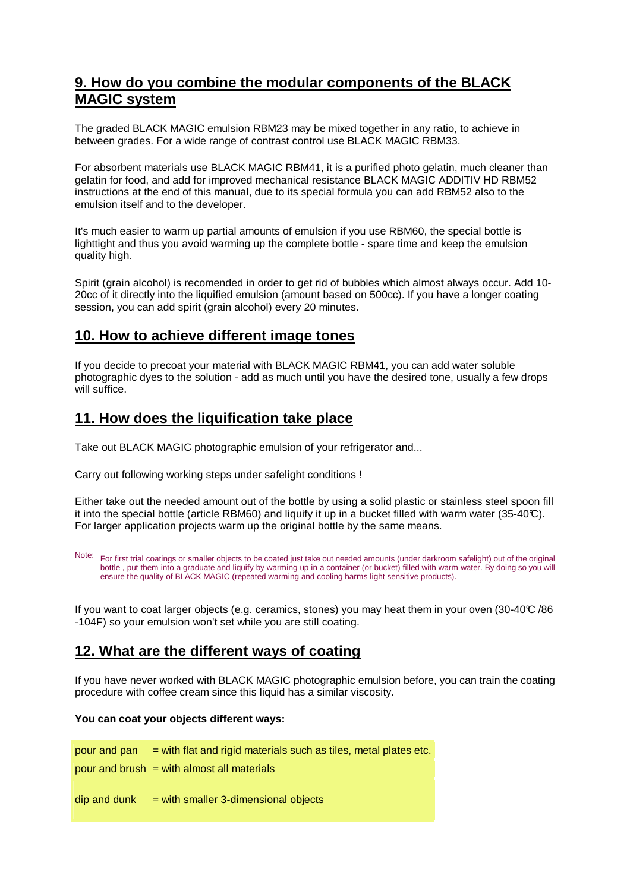## 9. How do you combine the modular components of the BLACK MAGIC system

The graded BLACK MAGIC emulsion RBM23 may be mixed together in any ratio, to achieve in between grades. For a wide range of contrast control use BLACK MAGIC RBM33.

For absorbent materials use BLACK MAGIC RBM41, it is a purified photo gelatin, much cleaner than gelatin for food, and add for improved mechanical resistance BLACK MAGIC ADDITIV HD RBM52 instructions at the end of this manual, due to its special formula you can add RBM52 also to the emulsion itself and to the developer.

It's much easier to warm up partial amounts of emulsion if you use RBM60, the special bottle is lighttight and thus you avoid warming up the complete bottle - spare time and keep the emulsion quality high.

Spirit (grain alcohol) is recomended in order to get rid of bubbles which almost always occur. Add 10-20cc of it directly into the liquified emulsion (amount based on 500cc). If you have a longer coating session, you can add spirit (grain alcohol) every 20 minutes.

## 10. How to achieve different image tones

If you decide to precoat your material with BLACK MAGIC RBM41, you can add water soluble photographic dyes to the solution - add as much until you have the desired tone, usually a few drops will suffice.

## 11. How does the liquification take place

Take out BLACK MAGIC photographic emulsion of your refrigerator and...

Carry out following working steps under safelight conditions !

Either take out the needed amount out of the bottle by using a solid plastic or stainless steel spoon fill it into the special bottle (article RBM60) and liquify it up in a bucket filled with warm water (35-40℃). For larger application projects warm up the original bottle by the same means.

Note: For first trial coatings or smaller objects to be coated just take out needed amounts (under darkroom safelight) out of the original bottle , put them into a graduate and liquify by warming up in a container (or bucket) filled with warm water. By doing so you will ensure the quality of BLACK MAGIC (repeated warming and cooling harms light sensitive products).

If you want to coat larger objects (e.g. ceramics, stones) you may heat them in your oven (30-40℃ /86 -104F) so your emulsion won't set while you are still coating.

## 12. What are the different ways of coating

If you have never worked with BLACK MAGIC photographic emulsion before, you can train the coating procedure with coffee cream since this liquid has a similar viscosity.

**You can coat your objects different ways:**

pour and pan = with flat and rigid materials such as tiles, metal plates etc.

pour and brush = with almost all materials

dip and dunk = with smaller 3-dimensional objects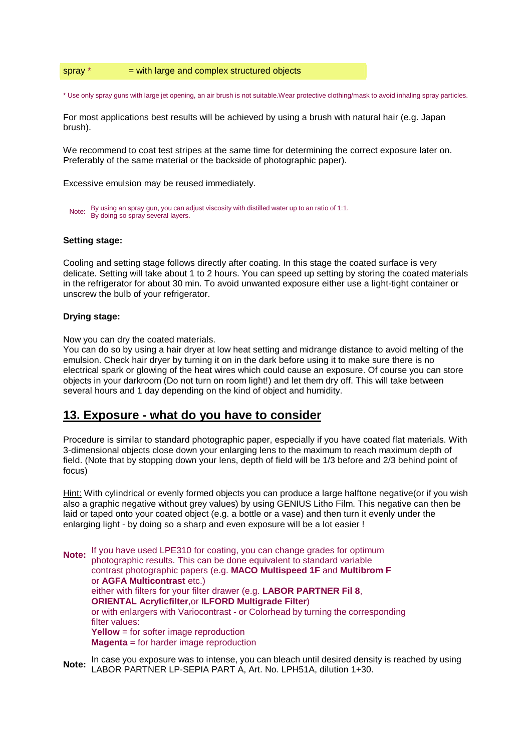| spray * | = with large and complex structured objects |
|---|---|

* Use only spray guns with large jet opening, an air brush is not suitable.Wear protective clothing/mask to avoid inhaling spray particles.

For most applications best results will be achieved by using a brush with natural hair (e.g. Japan brush).

We recommend to coat test stripes at the same time for determining the correct exposure later on. Preferably of the same material or the backside of photographic paper).

Excessive emulsion may be reused immediately.

Note: By using an spray gun, you can adjust viscosity with distilled water up to an ratio of 1:1. By doing so spray several layers.

**Setting stage:**

Cooling and setting stage follows directly after coating. In this stage the coated surface is very delicate. Setting will take about 1 to 2 hours. You can speed up setting by storing the coated materials in the refrigerator for about 30 min. To avoid unwanted exposure either use a light-tight container or unscrew the bulb of your refrigerator.

**Drying stage:**

Now you can dry the coated materials.
You can do so by using a hair dryer at low heat setting and midrange distance to avoid melting of the emulsion. Check hair dryer by turning it on in the dark before using it to make sure there is no electrical spark or glowing of the heat wires which could cause an exposure. Of course you can store objects in your darkroom (Do not turn on room light!) and let them dry off. This will take between several hours and 1 day depending on the kind of object and humidity.

## 13. Exposure - what do you have to consider

Procedure is similar to standard photographic paper, especially if you have coated flat materials. With 3-dimensional objects close down your enlarging lens to the maximum to reach maximum depth of field. (Note that by stopping down your lens, depth of field will be 1/3 before and 2/3 behind point of focus)

Hint: With cylindrical or evenly formed objects you can produce a large halftone negative(or if you wish also a graphic negative without grey values) by using GENIUS Litho Film. This negative can then be laid or taped onto your coated object (e.g. a bottle or a vase) and then turn it evenly under the enlarging light - by doing so a sharp and even exposure will be a lot easier !

**Note:** If you have used LPE310 for coating, you can change grades for optimum photographic results. This can be done equivalent to standard variable contrast photographic papers (e.g. **MACO Multispeed 1F** and **Multibrom F** or **AGFA Multicontrast** etc.)
either with filters for your filter drawer (e.g. **LABOR PARTNER Fil 8**, **ORIENTAL Acrylicfilter**,or **ILFORD Multigrade Filter**)
or with enlargers with Variocontrast - or Colorhead by turning the corresponding filter values:
**Yellow** = for softer image reproduction
**Magenta** = for harder image reproduction

**Note:** In case you exposure was to intense, you can bleach until desired density is reached by using LABOR PARTNER LP-SEPIA PART A, Art. No. LPH51A, dilution 1+30.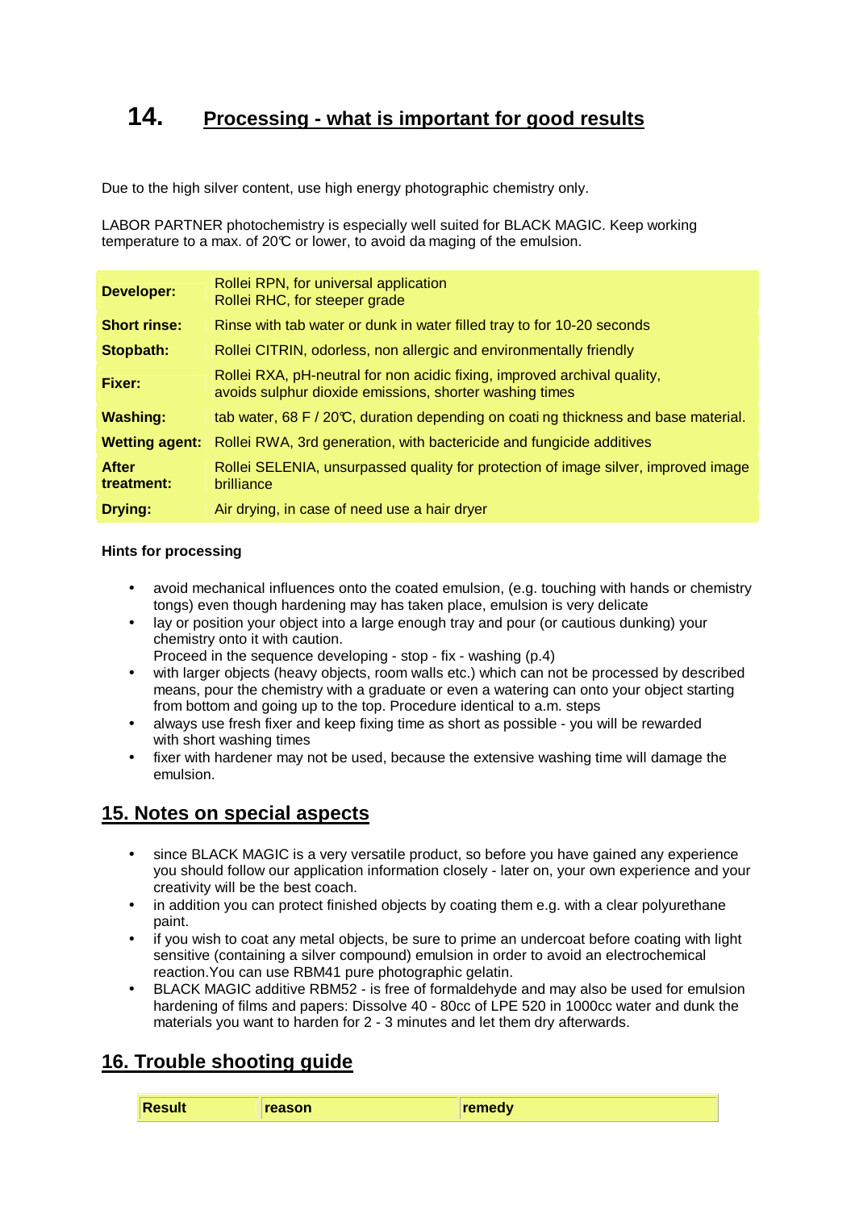## 14. Processing - what is important for good results

Due to the high silver content, use high energy photographic chemistry only.

LABOR PARTNER photochemistry is especially well suited for BLACK MAGIC. Keep working temperature to a max. of 20°C or lower, to avoid da maging of the emulsion.

| | |
|---|---|
| **Developer:** | Rollei RPN, for universal application<br>Rollei RHC, for steeper grade |
| **Short rinse:** | Rinse with tab water or dunk in water filled tray to for 10-20 seconds |
| **Stopbath:** | Rollei CITRIN, odorless, non allergic and environmentally friendly |
| **Fixer:** | Rollei RXA, pH-neutral for non acidic fixing, improved archival quality, avoids sulphur dioxide emissions, shorter washing times |
| **Washing:** | tab water, 68 F / 20°C, duration depending on coati ng thickness and base material. |
| **Wetting agent:** | Rollei RWA, 3rd generation, with bactericide and fungicide additives |
| **After treatment:** | Rollei SELENIA, unsurpassed quality for protection of image silver, improved image brilliance |
| **Drying:** | Air drying, in case of need use a hair dryer |

**Hints for processing**

- avoid mechanical influences onto the coated emulsion, (e.g. touching with hands or chemistry tongs) even though hardening may has taken place, emulsion is very delicate
- lay or position your object into a large enough tray and pour (or cautious dunking) your chemistry onto it with caution.
  Proceed in the sequence developing - stop - fix - washing (p.4)
- with larger objects (heavy objects, room walls etc.) which can not be processed by described means, pour the chemistry with a graduate or even a watering can onto your object starting from bottom and going up to the top. Procedure identical to a.m. steps
- always use fresh fixer and keep fixing time as short as possible - you will be rewarded with short washing times
- fixer with hardener may not be used, because the extensive washing time will damage the emulsion.

## 15. Notes on special aspects

- since BLACK MAGIC is a very versatile product, so before you have gained any experience you should follow our application information closely - later on, your own experience and your creativity will be the best coach.
- in addition you can protect finished objects by coating them e.g. with a clear polyurethane paint.
- if you wish to coat any metal objects, be sure to prime an undercoat before coating with light sensitive (containing a silver compound) emulsion in order to avoid an electrochemical reaction.You can use RBM41 pure photographic gelatin.
- BLACK MAGIC additive RBM52 - is free of formaldehyde and may also be used for emulsion hardening of films and papers: Dissolve 40 - 80cc of LPE 520 in 1000cc water and dunk the materials you want to harden for 2 - 3 minutes and let them dry afterwards.

## 16. Trouble shooting guide

| Result | reason | remedy |
|---|---|---|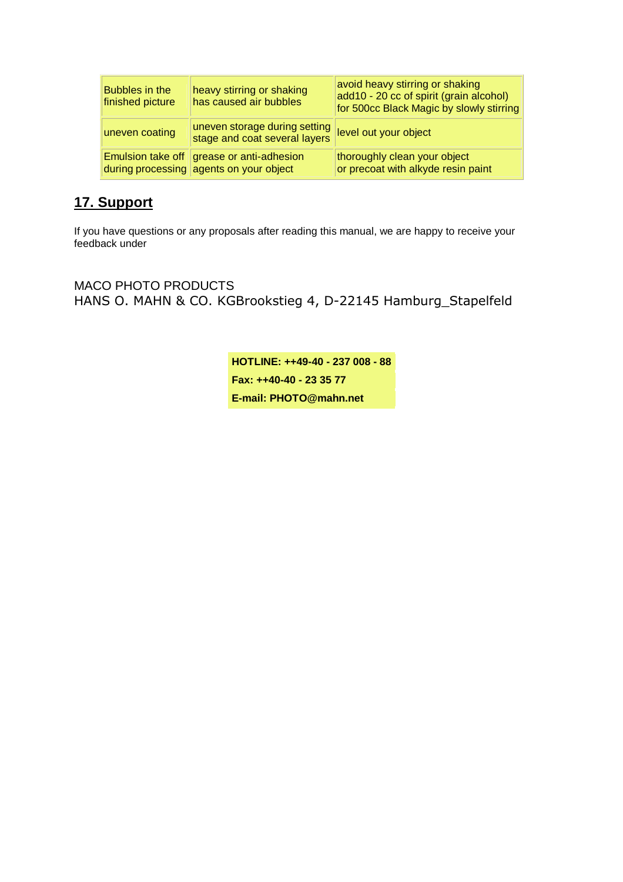| | | |
|---|---|---|
| Bubbles in the finished picture | heavy stirring or shaking has caused air bubbles | avoid heavy stirring or shaking add10 - 20 cc of spirit (grain alcohol) for 500cc Black Magic by slowly stirring |
| uneven coating | uneven storage during setting stage and coat several layers | level out your object |
| Emulsion take off during processing | grease or anti-adhesion agents on your object | thoroughly clean your object or precoat with alkyde resin paint |

## 17. Support

If you have questions or any proposals after reading this manual, we are happy to receive your feedback under

MACO PHOTO PRODUCTS
HANS O. MAHN & CO. KGBrookstieg 4, D-22145 Hamburg_Stapelfeld

**HOTLINE: ++49-40 - 237 008 - 88**

**Fax: ++40-40 - 23 35 77**

**E-mail: PHOTO@mahn.net**